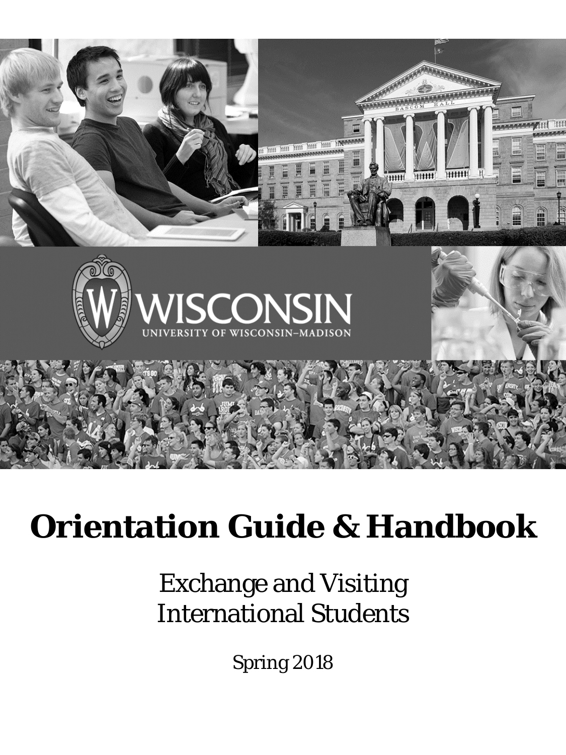WISCONSIN
UNIVERSITY OF WISCONSIN–MADISON

# Orientation Guide & Handbook

Exchange and Visiting International Students

Spring 2018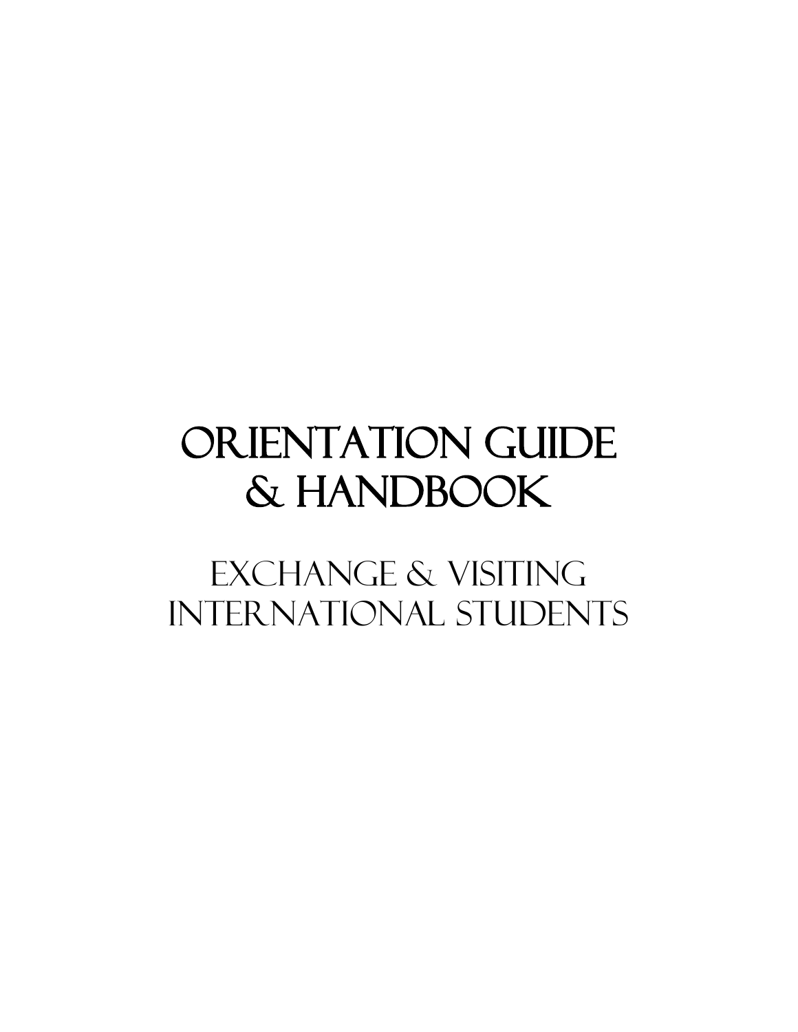# ORIENTATION GUIDE & HANDBOOK

## EXCHANGE & VISITING INTERNATIONAL STUDENTS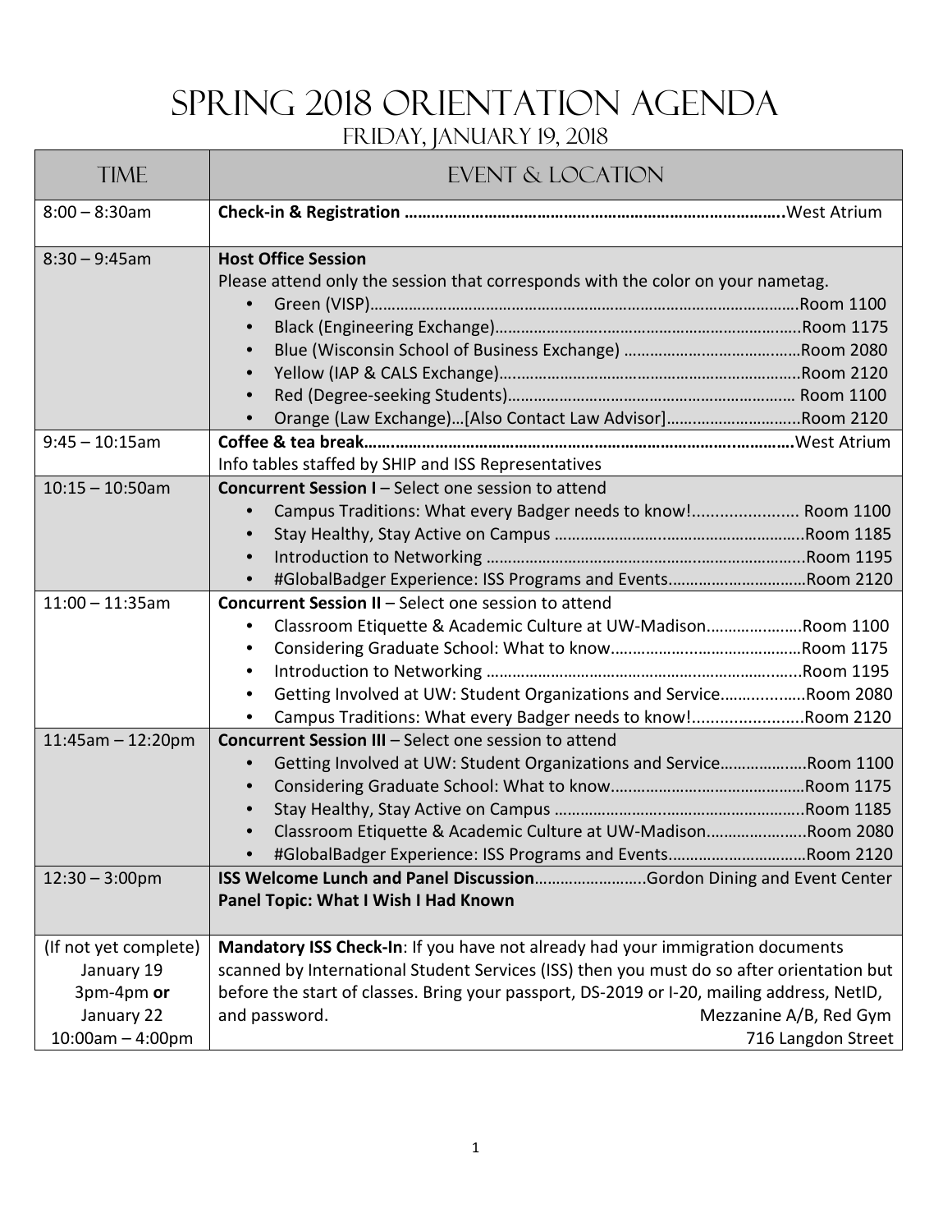# Spring 2018 Orientation Agenda

## Friday, January 19, 2018

| Time | Event & Location |
| --- | --- |
| 8:00 – 8:30am | **Check-in & Registration ………………………………………………………………………….**West Atrium |
| 8:30 – 9:45am | **Host Office Session**<br>Please attend only the session that corresponds with the color on your nametag.<br>• Green (VISP)………………………………………………………………………………………Room 1100<br>• Black (Engineering Exchange)…………………………………………………………………Room 1175<br>• Blue (Wisconsin School of Business Exchange) …………………………………Room 2080<br>• Yellow (IAP & CALS Exchange)……………………………………………………………Room 2120<br>• Red (Degree-seeking Students)……………………………………………………… Room 1100<br>• Orange (Law Exchange)…[Also Contact Law Advisor]…………………………Room 2120 |
| 9:45 – 10:15am | **Coffee & tea break……………………………………………………………………………………**West Atrium<br>Info tables staffed by SHIP and ISS Representatives |
| 10:15 – 10:50am | **Concurrent Session I** – Select one session to attend<br>• Campus Traditions: What every Badger needs to know!...................... Room 1100<br>• Stay Healthy, Stay Active on Campus …………………………………………………Room 1185<br>• Introduction to Networking ………………………………………………………………Room 1195<br>• #GlobalBadger Experience: ISS Programs and Events…………………………Room 2120 |
| 11:00 – 11:35am | **Concurrent Session II** – Select one session to attend<br>• Classroom Etiquette & Academic Culture at UW-Madison…………………Room 1100<br>• Considering Graduate School: What to know……………………………………Room 1175<br>• Introduction to Networking ………………………………………………………………Room 1195<br>• Getting Involved at UW: Student Organizations and Service………………Room 2080<br>• Campus Traditions: What every Badger needs to know!......................Room 2120 |
| 11:45am – 12:20pm | **Concurrent Session III** – Select one session to attend<br>• Getting Involved at UW: Student Organizations and Service………………Room 1100<br>• Considering Graduate School: What to know……………………………………Room 1175<br>• Stay Healthy, Stay Active on Campus …………………………………………………Room 1185<br>• Classroom Etiquette & Academic Culture at UW-Madison…………………Room 2080<br>• #GlobalBadger Experience: ISS Programs and Events…………………………Room 2120 |
| 12:30 – 3:00pm | **ISS Welcome Lunch and Panel Discussion**…………………….Gordon Dining and Event Center<br>**Panel Topic: What I Wish I Had Known** |
| (If not yet complete)<br>January 19<br>3pm-4pm **or**<br>January 22<br>10:00am – 4:00pm | **Mandatory ISS Check-In**: If you have not already had your immigration documents scanned by International Student Services (ISS) then you must do so after orientation but before the start of classes. Bring your passport, DS-2019 or I-20, mailing address, NetID, and password.<br>Mezzanine A/B, Red Gym<br>716 Langdon Street |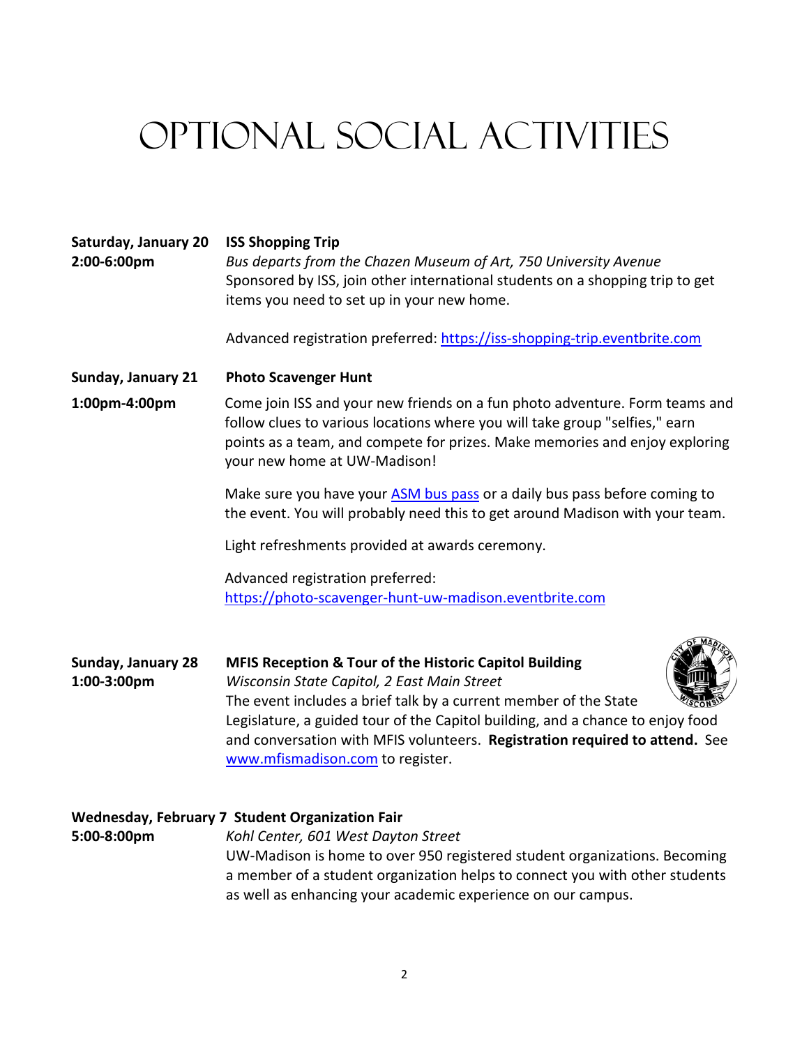# Optional Social Activities

**Saturday, January 20** **ISS Shopping Trip**
**2:00-6:00pm**
*Bus departs from the Chazen Museum of Art, 750 University Avenue*
Sponsored by ISS, join other international students on a shopping trip to get items you need to set up in your new home.

Advanced registration preferred: https://iss-shopping-trip.eventbrite.com

**Sunday, January 21** **Photo Scavenger Hunt**
**1:00pm-4:00pm**
Come join ISS and your new friends on a fun photo adventure. Form teams and follow clues to various locations where you will take group "selfies," earn points as a team, and compete for prizes. Make memories and enjoy exploring your new home at UW-Madison!

Make sure you have your ASM bus pass or a daily bus pass before coming to the event. You will probably need this to get around Madison with your team.

Light refreshments provided at awards ceremony.

Advanced registration preferred: https://photo-scavenger-hunt-uw-madison.eventbrite.com

**Sunday, January 28** **MFIS Reception & Tour of the Historic Capitol Building**
**1:00-3:00pm**
*Wisconsin State Capitol, 2 East Main Street*
The event includes a brief talk by a current member of the State Legislature, a guided tour of the Capitol building, and a chance to enjoy food and conversation with MFIS volunteers. **Registration required to attend.** See www.mfismadison.com to register.

**Wednesday, February 7** **Student Organization Fair**
**5:00-8:00pm**
*Kohl Center, 601 West Dayton Street*
UW-Madison is home to over 950 registered student organizations. Becoming a member of a student organization helps to connect you with other students as well as enhancing your academic experience on our campus.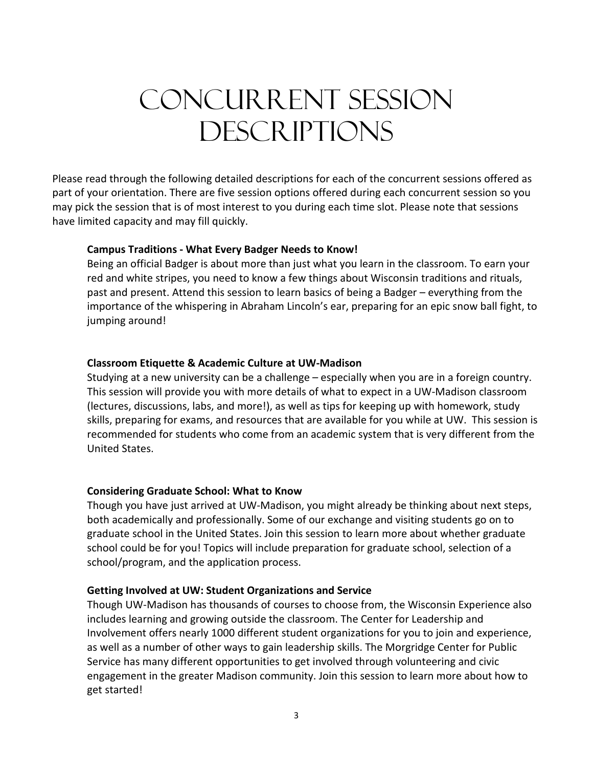# Concurrent Session Descriptions

Please read through the following detailed descriptions for each of the concurrent sessions offered as part of your orientation. There are five session options offered during each concurrent session so you may pick the session that is of most interest to you during each time slot. Please note that sessions have limited capacity and may fill quickly.

**Campus Traditions - What Every Badger Needs to Know!**

Being an official Badger is about more than just what you learn in the classroom. To earn your red and white stripes, you need to know a few things about Wisconsin traditions and rituals, past and present. Attend this session to learn basics of being a Badger – everything from the importance of the whispering in Abraham Lincoln's ear, preparing for an epic snow ball fight, to jumping around!

**Classroom Etiquette & Academic Culture at UW-Madison**

Studying at a new university can be a challenge – especially when you are in a foreign country. This session will provide you with more details of what to expect in a UW-Madison classroom (lectures, discussions, labs, and more!), as well as tips for keeping up with homework, study skills, preparing for exams, and resources that are available for you while at UW. This session is recommended for students who come from an academic system that is very different from the United States.

**Considering Graduate School: What to Know**

Though you have just arrived at UW-Madison, you might already be thinking about next steps, both academically and professionally. Some of our exchange and visiting students go on to graduate school in the United States. Join this session to learn more about whether graduate school could be for you! Topics will include preparation for graduate school, selection of a school/program, and the application process.

**Getting Involved at UW: Student Organizations and Service**

Though UW-Madison has thousands of courses to choose from, the Wisconsin Experience also includes learning and growing outside the classroom. The Center for Leadership and Involvement offers nearly 1000 different student organizations for you to join and experience, as well as a number of other ways to gain leadership skills. The Morgridge Center for Public Service has many different opportunities to get involved through volunteering and civic engagement in the greater Madison community. Join this session to learn more about how to get started!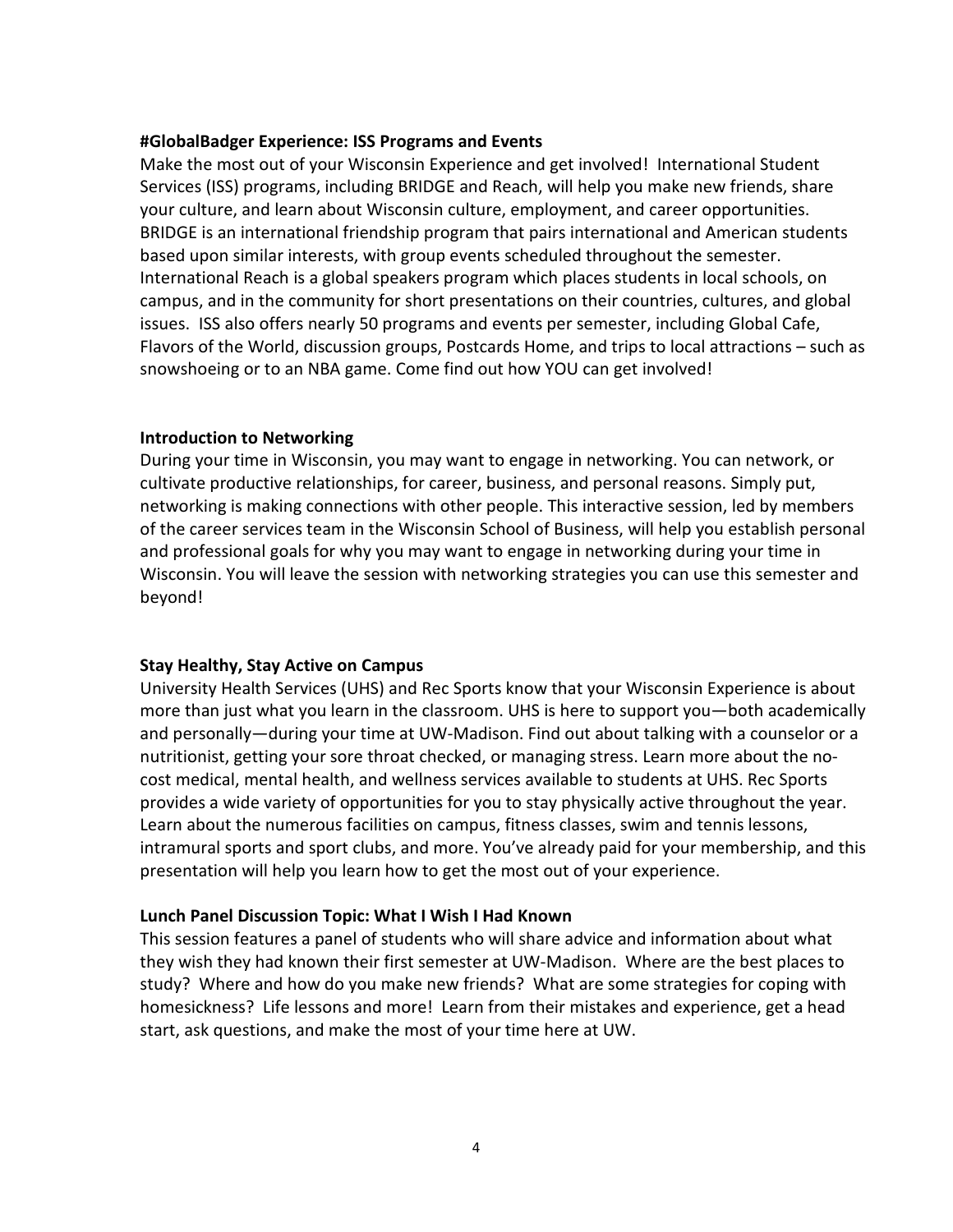**#GlobalBadger Experience: ISS Programs and Events**

Make the most out of your Wisconsin Experience and get involved! International Student Services (ISS) programs, including BRIDGE and Reach, will help you make new friends, share your culture, and learn about Wisconsin culture, employment, and career opportunities. BRIDGE is an international friendship program that pairs international and American students based upon similar interests, with group events scheduled throughout the semester. International Reach is a global speakers program which places students in local schools, on campus, and in the community for short presentations on their countries, cultures, and global issues. ISS also offers nearly 50 programs and events per semester, including Global Cafe, Flavors of the World, discussion groups, Postcards Home, and trips to local attractions – such as snowshoeing or to an NBA game. Come find out how YOU can get involved!

**Introduction to Networking**

During your time in Wisconsin, you may want to engage in networking. You can network, or cultivate productive relationships, for career, business, and personal reasons. Simply put, networking is making connections with other people. This interactive session, led by members of the career services team in the Wisconsin School of Business, will help you establish personal and professional goals for why you may want to engage in networking during your time in Wisconsin. You will leave the session with networking strategies you can use this semester and beyond!

**Stay Healthy, Stay Active on Campus**

University Health Services (UHS) and Rec Sports know that your Wisconsin Experience is about more than just what you learn in the classroom. UHS is here to support you—both academically and personally—during your time at UW-Madison. Find out about talking with a counselor or a nutritionist, getting your sore throat checked, or managing stress. Learn more about the no-cost medical, mental health, and wellness services available to students at UHS. Rec Sports provides a wide variety of opportunities for you to stay physically active throughout the year. Learn about the numerous facilities on campus, fitness classes, swim and tennis lessons, intramural sports and sport clubs, and more. You've already paid for your membership, and this presentation will help you learn how to get the most out of your experience.

**Lunch Panel Discussion Topic: What I Wish I Had Known**

This session features a panel of students who will share advice and information about what they wish they had known their first semester at UW-Madison. Where are the best places to study? Where and how do you make new friends? What are some strategies for coping with homesickness? Life lessons and more! Learn from their mistakes and experience, get a head start, ask questions, and make the most of your time here at UW.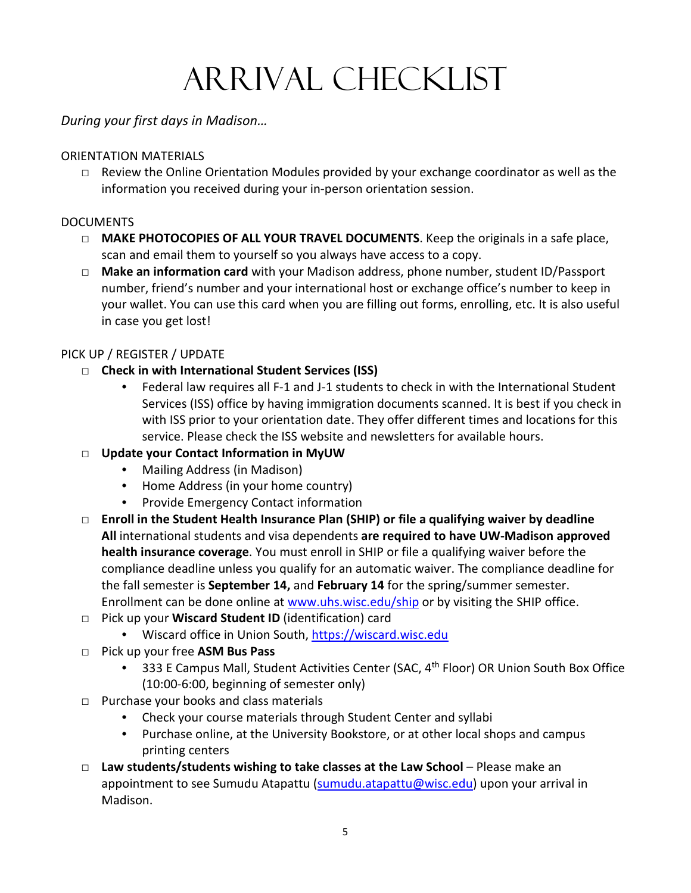# ARRIVAL CHECKLIST

*During your first days in Madison…*

ORIENTATION MATERIALS

- □ Review the Online Orientation Modules provided by your exchange coordinator as well as the information you received during your in-person orientation session.

DOCUMENTS

- □ **MAKE PHOTOCOPIES OF ALL YOUR TRAVEL DOCUMENTS**. Keep the originals in a safe place, scan and email them to yourself so you always have access to a copy.
- □ **Make an information card** with your Madison address, phone number, student ID/Passport number, friend's number and your international host or exchange office's number to keep in your wallet. You can use this card when you are filling out forms, enrolling, etc. It is also useful in case you get lost!

PICK UP / REGISTER / UPDATE

- □ **Check in with International Student Services (ISS)**
  - Federal law requires all F-1 and J-1 students to check in with the International Student Services (ISS) office by having immigration documents scanned. It is best if you check in with ISS prior to your orientation date. They offer different times and locations for this service. Please check the ISS website and newsletters for available hours.
- □ **Update your Contact Information in MyUW**
  - Mailing Address (in Madison)
  - Home Address (in your home country)
  - Provide Emergency Contact information
- □ **Enroll in the Student Health Insurance Plan (SHIP) or file a qualifying waiver by deadline**
  **All** international students and visa dependents **are required to have UW-Madison approved health insurance coverage**. You must enroll in SHIP or file a qualifying waiver before the compliance deadline unless you qualify for an automatic waiver. The compliance deadline for the fall semester is **September 14,** and **February 14** for the spring/summer semester. Enrollment can be done online at [www.uhs.wisc.edu/ship](www.uhs.wisc.edu/ship) or by visiting the SHIP office.
- □ Pick up your **Wiscard Student ID** (identification) card
  - Wiscard office in Union South, [https://wiscard.wisc.edu](https://wiscard.wisc.edu)
- □ Pick up your free **ASM Bus Pass**
  - 333 E Campus Mall, Student Activities Center (SAC, 4th Floor) OR Union South Box Office (10:00-6:00, beginning of semester only)
- □ Purchase your books and class materials
  - Check your course materials through Student Center and syllabi
  - Purchase online, at the University Bookstore, or at other local shops and campus printing centers
- □ **Law students/students wishing to take classes at the Law School** – Please make an appointment to see Sumudu Atapattu ([sumudu.atapattu@wisc.edu](mailto:sumudu.atapattu@wisc.edu)) upon your arrival in Madison.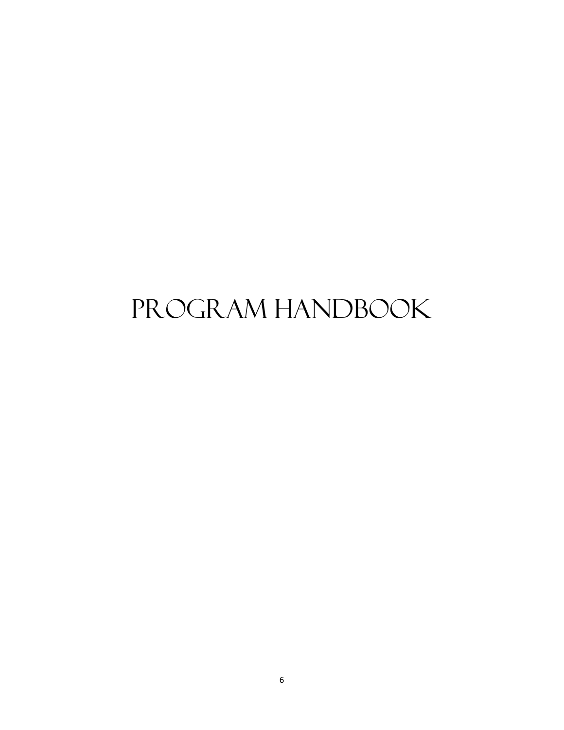# Program Handbook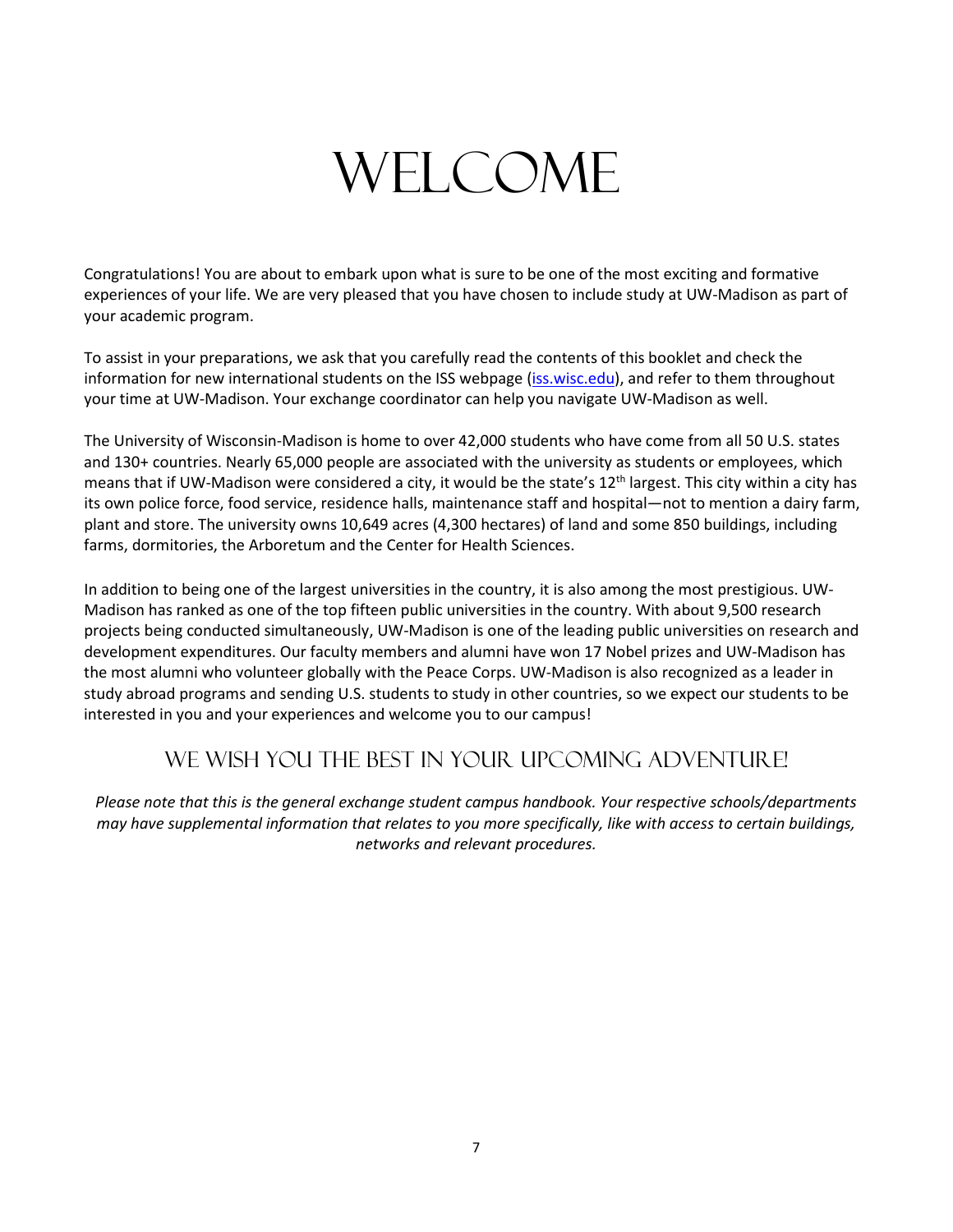# WELCOME

Congratulations! You are about to embark upon what is sure to be one of the most exciting and formative experiences of your life. We are very pleased that you have chosen to include study at UW-Madison as part of your academic program.

To assist in your preparations, we ask that you carefully read the contents of this booklet and check the information for new international students on the ISS webpage (iss.wisc.edu), and refer to them throughout your time at UW-Madison. Your exchange coordinator can help you navigate UW-Madison as well.

The University of Wisconsin-Madison is home to over 42,000 students who have come from all 50 U.S. states and 130+ countries. Nearly 65,000 people are associated with the university as students or employees, which means that if UW-Madison were considered a city, it would be the state's 12th largest. This city within a city has its own police force, food service, residence halls, maintenance staff and hospital—not to mention a dairy farm, plant and store. The university owns 10,649 acres (4,300 hectares) of land and some 850 buildings, including farms, dormitories, the Arboretum and the Center for Health Sciences.

In addition to being one of the largest universities in the country, it is also among the most prestigious. UW-Madison has ranked as one of the top fifteen public universities in the country. With about 9,500 research projects being conducted simultaneously, UW-Madison is one of the leading public universities on research and development expenditures. Our faculty members and alumni have won 17 Nobel prizes and UW-Madison has the most alumni who volunteer globally with the Peace Corps. UW-Madison is also recognized as a leader in study abroad programs and sending U.S. students to study in other countries, so we expect our students to be interested in you and your experiences and welcome you to our campus!

## WE WISH YOU THE BEST IN YOUR UPCOMING ADVENTURE!

*Please note that this is the general exchange student campus handbook. Your respective schools/departments may have supplemental information that relates to you more specifically, like with access to certain buildings, networks and relevant procedures.*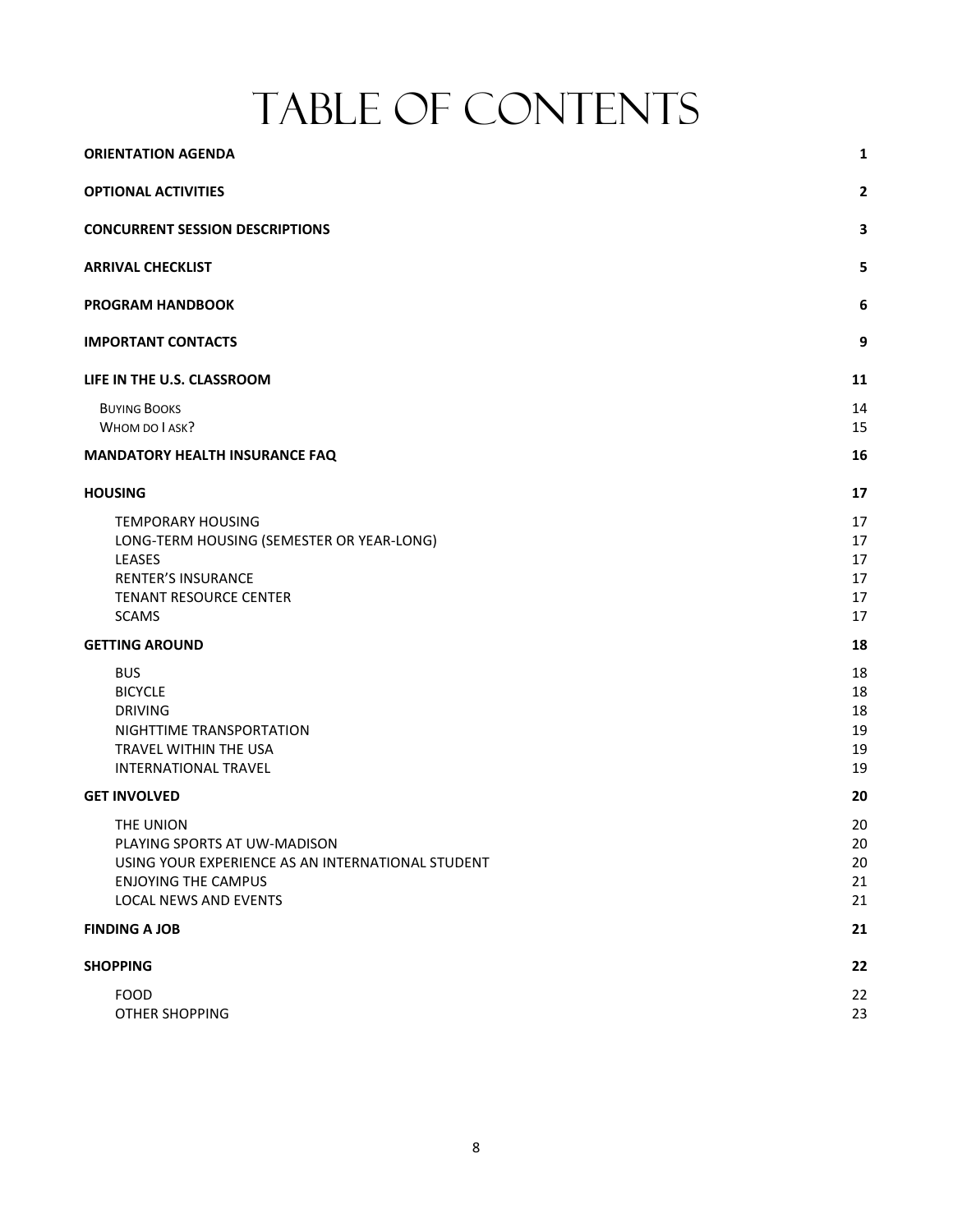# TABLE OF CONTENTS

| | |
|---|---|
| **ORIENTATION AGENDA** | **1** |
| **OPTIONAL ACTIVITIES** | **2** |
| **CONCURRENT SESSION DESCRIPTIONS** | **3** |
| **ARRIVAL CHECKLIST** | **5** |
| **PROGRAM HANDBOOK** | **6** |
| **IMPORTANT CONTACTS** | **9** |
| **LIFE IN THE U.S. CLASSROOM** | **11** |
| BUYING BOOKS | 14 |
| WHOM DO I ASK? | 15 |
| **MANDATORY HEALTH INSURANCE FAQ** | **16** |
| **HOUSING** | **17** |
| TEMPORARY HOUSING | 17 |
| LONG-TERM HOUSING (SEMESTER OR YEAR-LONG) | 17 |
| LEASES | 17 |
| RENTER'S INSURANCE | 17 |
| TENANT RESOURCE CENTER | 17 |
| SCAMS | 17 |
| **GETTING AROUND** | **18** |
| BUS | 18 |
| BICYCLE | 18 |
| DRIVING | 18 |
| NIGHTTIME TRANSPORTATION | 19 |
| TRAVEL WITHIN THE USA | 19 |
| INTERNATIONAL TRAVEL | 19 |
| **GET INVOLVED** | **20** |
| THE UNION | 20 |
| PLAYING SPORTS AT UW-MADISON | 20 |
| USING YOUR EXPERIENCE AS AN INTERNATIONAL STUDENT | 20 |
| ENJOYING THE CAMPUS | 21 |
| LOCAL NEWS AND EVENTS | 21 |
| **FINDING A JOB** | **21** |
| **SHOPPING** | **22** |
| FOOD | 22 |
| OTHER SHOPPING | 23 |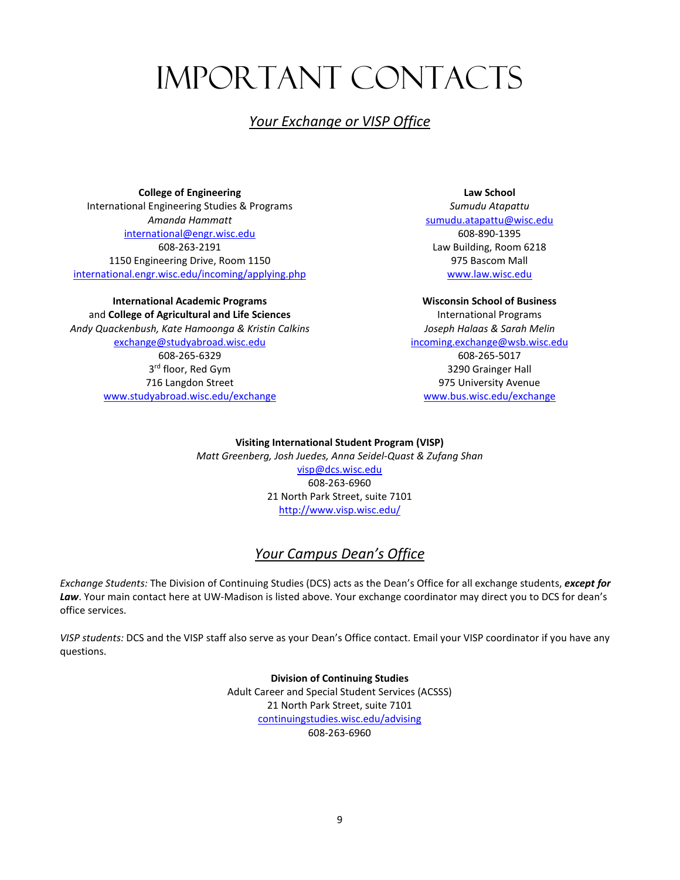# Important Contacts

## *Your Exchange or VISP Office*

**College of Engineering**
International Engineering Studies & Programs
*Amanda Hammatt*
international@engr.wisc.edu
608-263-2191
1150 Engineering Drive, Room 1150
international.engr.wisc.edu/incoming/applying.php

**International Academic Programs**
and **College of Agricultural and Life Sciences**
*Andy Quackenbush, Kate Hamoonga & Kristin Calkins*
exchange@studyabroad.wisc.edu
608-265-6329
3rd floor, Red Gym
716 Langdon Street
www.studyabroad.wisc.edu/exchange

**Law School**
*Sumudu Atapattu*
sumudu.atapattu@wisc.edu
608-890-1395
Law Building, Room 6218
975 Bascom Mall
www.law.wisc.edu

**Wisconsin School of Business**
International Programs
*Joseph Halaas & Sarah Melin*
incoming.exchange@wsb.wisc.edu
608-265-5017
3290 Grainger Hall
975 University Avenue
www.bus.wisc.edu/exchange

**Visiting International Student Program (VISP)**
*Matt Greenberg, Josh Juedes, Anna Seidel-Quast & Zufang Shan*
visp@dcs.wisc.edu
608-263-6960
21 North Park Street, suite 7101
http://www.visp.wisc.edu/

## *Your Campus Dean's Office*

*Exchange Students:* The Division of Continuing Studies (DCS) acts as the Dean's Office for all exchange students, ***except for Law***. Your main contact here at UW-Madison is listed above. Your exchange coordinator may direct you to DCS for dean's office services.

*VISP students:* DCS and the VISP staff also serve as your Dean's Office contact. Email your VISP coordinator if you have any questions.

**Division of Continuing Studies**
Adult Career and Special Student Services (ACSSS)
21 North Park Street, suite 7101
continuingstudies.wisc.edu/advising
608-263-6960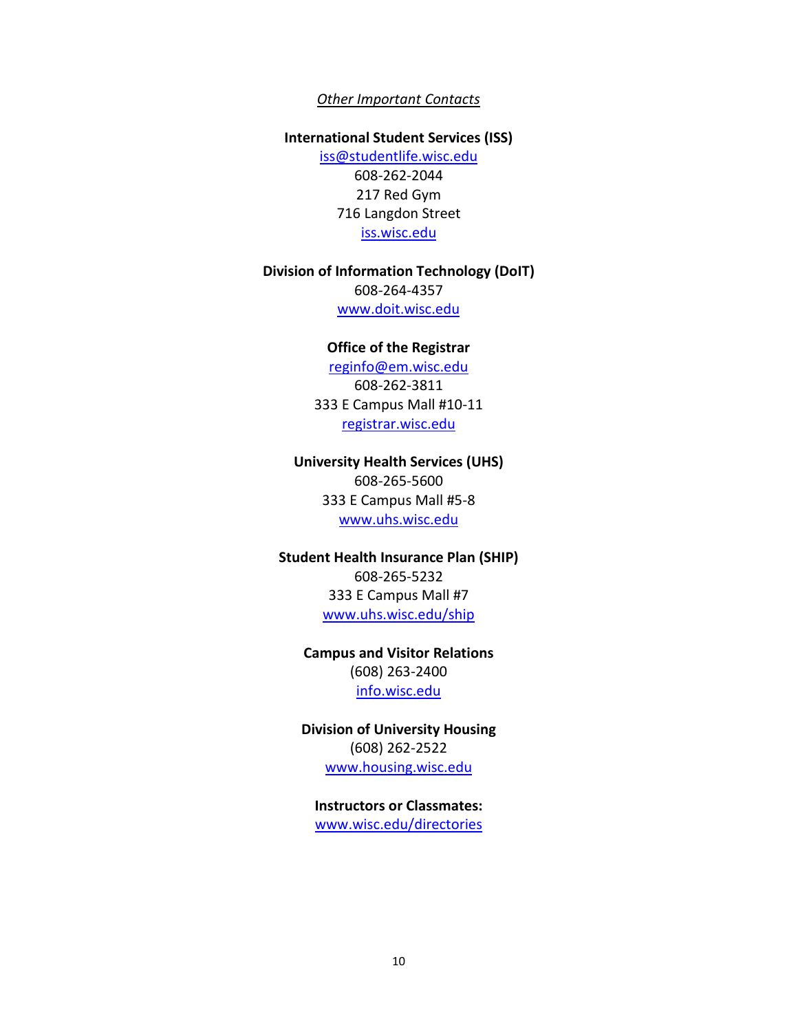*Other Important Contacts*

**International Student Services (ISS)**

iss@studentlife.wisc.edu
608-262-2044
217 Red Gym
716 Langdon Street
iss.wisc.edu

**Division of Information Technology (DoIT)**

608-264-4357
www.doit.wisc.edu

**Office of the Registrar**

reginfo@em.wisc.edu
608-262-3811
333 E Campus Mall #10-11
registrar.wisc.edu

**University Health Services (UHS)**

608-265-5600
333 E Campus Mall #5-8
www.uhs.wisc.edu

**Student Health Insurance Plan (SHIP)**

608-265-5232
333 E Campus Mall #7
www.uhs.wisc.edu/ship

**Campus and Visitor Relations**

(608) 263-2400
info.wisc.edu

**Division of University Housing**

(608) 262-2522
www.housing.wisc.edu

**Instructors or Classmates:**

www.wisc.edu/directories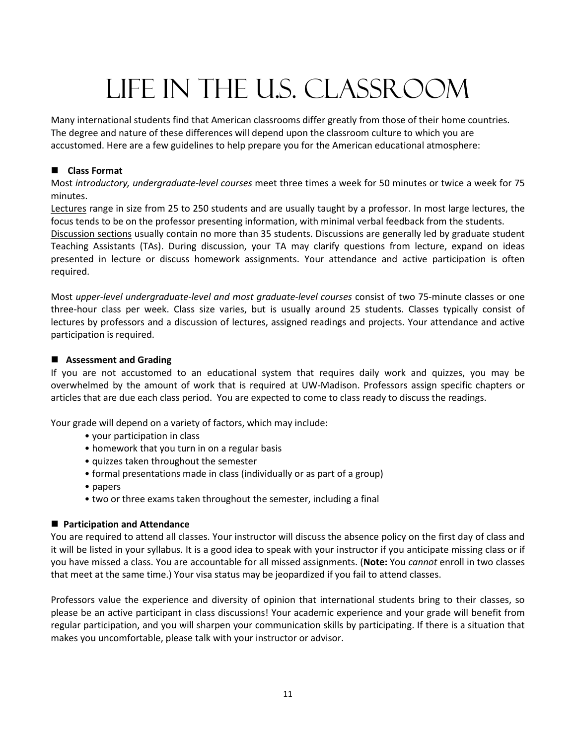# Life in the U.S. Classroom

Many international students find that American classrooms differ greatly from those of their home countries. The degree and nature of these differences will depend upon the classroom culture to which you are accustomed. Here are a few guidelines to help prepare you for the American educational atmosphere:

## Class Format

Most *introductory, undergraduate-level courses* meet three times a week for 50 minutes or twice a week for 75 minutes.

Lectures range in size from 25 to 250 students and are usually taught by a professor. In most large lectures, the focus tends to be on the professor presenting information, with minimal verbal feedback from the students.

Discussion sections usually contain no more than 35 students. Discussions are generally led by graduate student Teaching Assistants (TAs). During discussion, your TA may clarify questions from lecture, expand on ideas presented in lecture or discuss homework assignments. Your attendance and active participation is often required.

Most *upper-level undergraduate-level and most graduate-level courses* consist of two 75-minute classes or one three-hour class per week. Class size varies, but is usually around 25 students. Classes typically consist of lectures by professors and a discussion of lectures, assigned readings and projects. Your attendance and active participation is required.

## Assessment and Grading

If you are not accustomed to an educational system that requires daily work and quizzes, you may be overwhelmed by the amount of work that is required at UW-Madison. Professors assign specific chapters or articles that are due each class period. You are expected to come to class ready to discuss the readings.

Your grade will depend on a variety of factors, which may include:

- your participation in class
- homework that you turn in on a regular basis
- quizzes taken throughout the semester
- formal presentations made in class (individually or as part of a group)
- papers
- two or three exams taken throughout the semester, including a final

## Participation and Attendance

You are required to attend all classes. Your instructor will discuss the absence policy on the first day of class and it will be listed in your syllabus. It is a good idea to speak with your instructor if you anticipate missing class or if you have missed a class. You are accountable for all missed assignments. (**Note:** You *cannot* enroll in two classes that meet at the same time.) Your visa status may be jeopardized if you fail to attend classes.

Professors value the experience and diversity of opinion that international students bring to their classes, so please be an active participant in class discussions! Your academic experience and your grade will benefit from regular participation, and you will sharpen your communication skills by participating. If there is a situation that makes you uncomfortable, please talk with your instructor or advisor.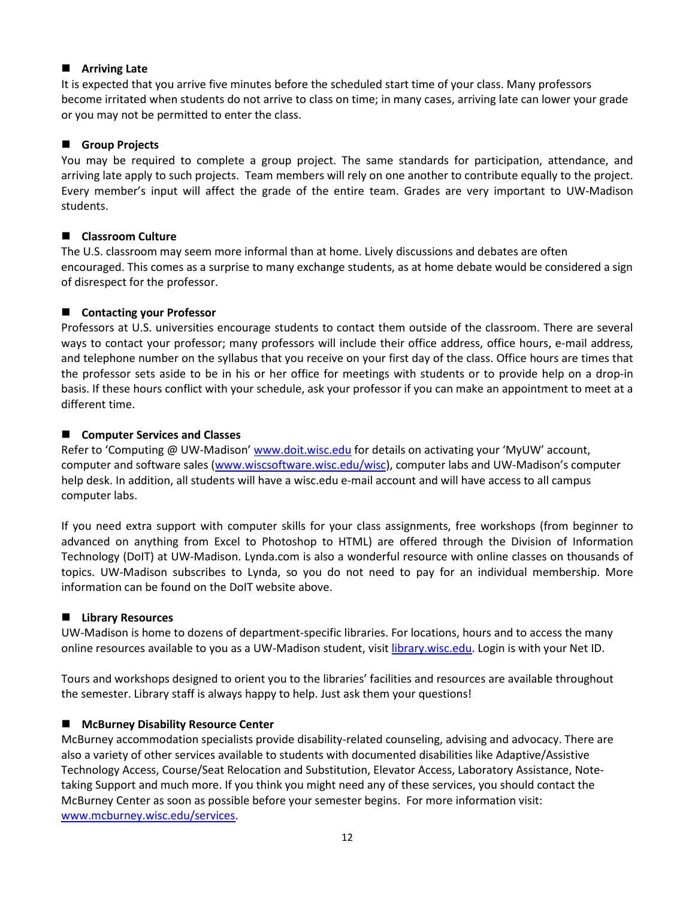### Arriving Late

It is expected that you arrive five minutes before the scheduled start time of your class. Many professors become irritated when students do not arrive to class on time; in many cases, arriving late can lower your grade or you may not be permitted to enter the class.

### Group Projects

You may be required to complete a group project. The same standards for participation, attendance, and arriving late apply to such projects. Team members will rely on one another to contribute equally to the project. Every member's input will affect the grade of the entire team. Grades are very important to UW-Madison students.

### Classroom Culture

The U.S. classroom may seem more informal than at home. Lively discussions and debates are often encouraged. This comes as a surprise to many exchange students, as at home debate would be considered a sign of disrespect for the professor.

### Contacting your Professor

Professors at U.S. universities encourage students to contact them outside of the classroom. There are several ways to contact your professor; many professors will include their office address, office hours, e-mail address, and telephone number on the syllabus that you receive on your first day of the class. Office hours are times that the professor sets aside to be in his or her office for meetings with students or to provide help on a drop-in basis. If these hours conflict with your schedule, ask your professor if you can make an appointment to meet at a different time.

### Computer Services and Classes

Refer to 'Computing @ UW-Madison' [www.doit.wisc.edu](www.doit.wisc.edu) for details on activating your 'MyUW' account, computer and software sales ([www.wiscsoftware.wisc.edu/wisc](www.wiscsoftware.wisc.edu/wisc)), computer labs and UW-Madison's computer help desk. In addition, all students will have a wisc.edu e-mail account and will have access to all campus computer labs.

If you need extra support with computer skills for your class assignments, free workshops (from beginner to advanced on anything from Excel to Photoshop to HTML) are offered through the Division of Information Technology (DoIT) at UW-Madison. Lynda.com is also a wonderful resource with online classes on thousands of topics. UW-Madison subscribes to Lynda, so you do not need to pay for an individual membership. More information can be found on the DoIT website above.

### Library Resources

UW-Madison is home to dozens of department-specific libraries. For locations, hours and to access the many online resources available to you as a UW-Madison student, visit [library.wisc.edu](library.wisc.edu). Login is with your Net ID.

Tours and workshops designed to orient you to the libraries' facilities and resources are available throughout the semester. Library staff is always happy to help. Just ask them your questions!

### McBurney Disability Resource Center

McBurney accommodation specialists provide disability-related counseling, advising and advocacy. There are also a variety of other services available to students with documented disabilities like Adaptive/Assistive Technology Access, Course/Seat Relocation and Substitution, Elevator Access, Laboratory Assistance, Note-taking Support and much more. If you think you might need any of these services, you should contact the McBurney Center as soon as possible before your semester begins. For more information visit: [www.mcburney.wisc.edu/services](www.mcburney.wisc.edu/services).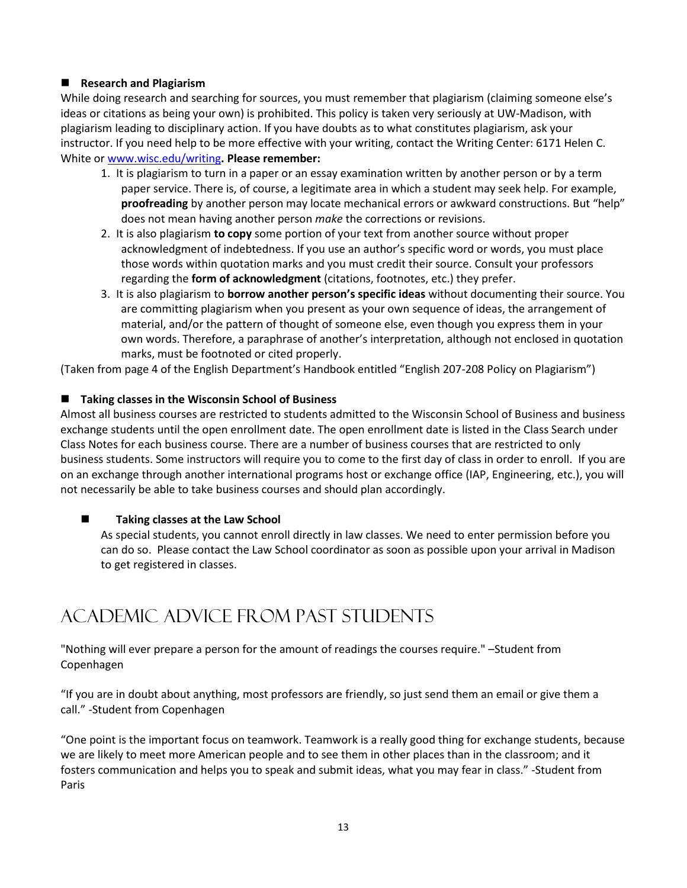### ■ Research and Plagiarism

While doing research and searching for sources, you must remember that plagiarism (claiming someone else's ideas or citations as being your own) is prohibited. This policy is taken very seriously at UW-Madison, with plagiarism leading to disciplinary action. If you have doubts as to what constitutes plagiarism, ask your instructor. If you need help to be more effective with your writing, contact the Writing Center: 6171 Helen C. White or [www.wisc.edu/writing](www.wisc.edu/writing)**. Please remember:**

1. It is plagiarism to turn in a paper or an essay examination written by another person or by a term paper service. There is, of course, a legitimate area in which a student may seek help. For example, **proofreading** by another person may locate mechanical errors or awkward constructions. But "help" does not mean having another person *make* the corrections or revisions.
2. It is also plagiarism **to copy** some portion of your text from another source without proper acknowledgment of indebtedness. If you use an author's specific word or words, you must place those words within quotation marks and you must credit their source. Consult your professors regarding the **form of acknowledgment** (citations, footnotes, etc.) they prefer.
3. It is also plagiarism to **borrow another person's specific ideas** without documenting their source. You are committing plagiarism when you present as your own sequence of ideas, the arrangement of material, and/or the pattern of thought of someone else, even though you express them in your own words. Therefore, a paraphrase of another's interpretation, although not enclosed in quotation marks, must be footnoted or cited properly.

(Taken from page 4 of the English Department's Handbook entitled "English 207-208 Policy on Plagiarism")

### ■ Taking classes in the Wisconsin School of Business

Almost all business courses are restricted to students admitted to the Wisconsin School of Business and business exchange students until the open enrollment date. The open enrollment date is listed in the Class Search under Class Notes for each business course. There are a number of business courses that are restricted to only business students. Some instructors will require you to come to the first day of class in order to enroll. If you are on an exchange through another international programs host or exchange office (IAP, Engineering, etc.), you will not necessarily be able to take business courses and should plan accordingly.

### ■ Taking classes at the Law School

As special students, you cannot enroll directly in law classes. We need to enter permission before you can do so. Please contact the Law School coordinator as soon as possible upon your arrival in Madison to get registered in classes.

# Academic Advice from Past Students

"Nothing will ever prepare a person for the amount of readings the courses require." –Student from Copenhagen

"If you are in doubt about anything, most professors are friendly, so just send them an email or give them a call." -Student from Copenhagen

"One point is the important focus on teamwork. Teamwork is a really good thing for exchange students, because we are likely to meet more American people and to see them in other places than in the classroom; and it fosters communication and helps you to speak and submit ideas, what you may fear in class." -Student from Paris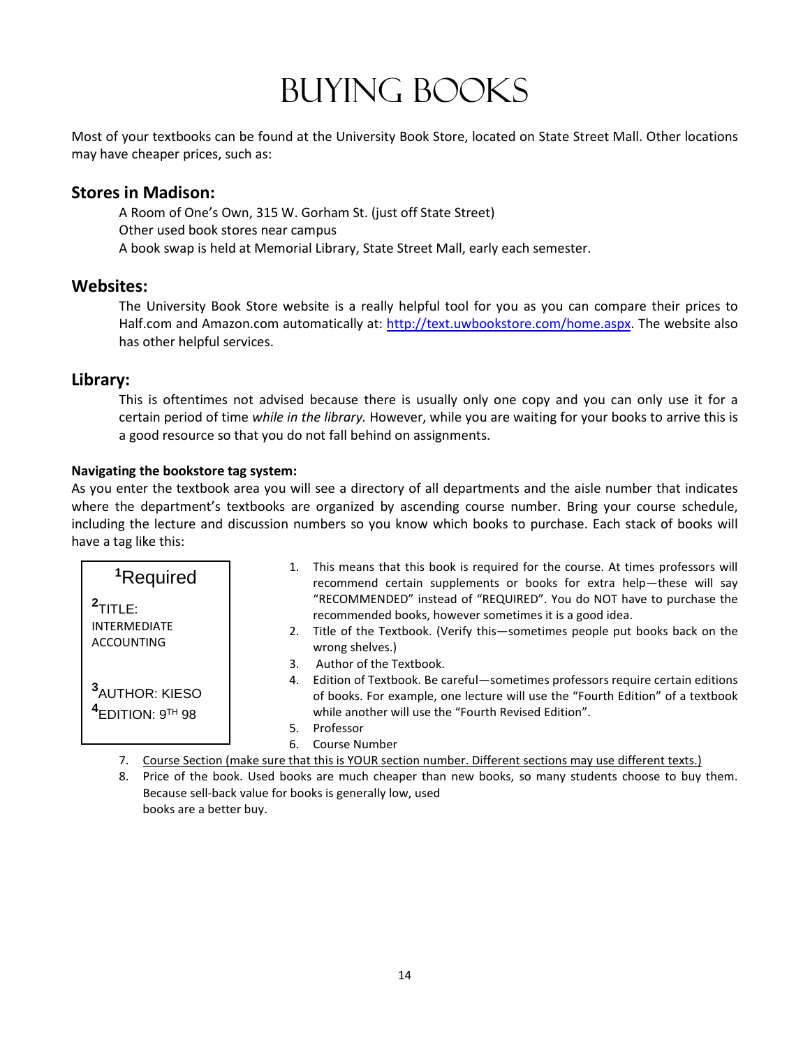# Buying Books

Most of your textbooks can be found at the University Book Store, located on State Street Mall. Other locations may have cheaper prices, such as:

## Stores in Madison:

A Room of One's Own, 315 W. Gorham St. (just off State Street)
Other used book stores near campus
A book swap is held at Memorial Library, State Street Mall, early each semester.

## Websites:

The University Book Store website is a really helpful tool for you as you can compare their prices to Half.com and Amazon.com automatically at: http://text.uwbookstore.com/home.aspx. The website also has other helpful services.

## Library:

This is oftentimes not advised because there is usually only one copy and you can only use it for a certain period of time *while in the library.* However, while you are waiting for your books to arrive this is a good resource so that you do not fall behind on assignments.

**Navigating the bookstore tag system:**

As you enter the textbook area you will see a directory of all departments and the aisle number that indicates where the department's textbooks are organized by ascending course number. Bring your course schedule, including the lecture and discussion numbers so you know which books to purchase. Each stack of books will have a tag like this:

```
[1]Required
[2]TITLE:
INTERMEDIATE
ACCOUNTING

[3]AUTHOR: KIESO
[4]EDITION: 9TH 98
```

1. This means that this book is required for the course. At times professors will recommend certain supplements or books for extra help—these will say "RECOMMENDED" instead of "REQUIRED". You do NOT have to purchase the recommended books, however sometimes it is a good idea.
2. Title of the Textbook. (Verify this—sometimes people put books back on the wrong shelves.)
3. Author of the Textbook.
4. Edition of Textbook. Be careful—sometimes professors require certain editions of books. For example, one lecture will use the "Fourth Edition" of a textbook while another will use the "Fourth Revised Edition".
5. Professor
6. Course Number
7. Course Section (make sure that this is YOUR section number. Different sections may use different texts.)
8. Price of the book. Used books are much cheaper than new books, so many students choose to buy them. Because sell-back value for books is generally low, used books are a better buy.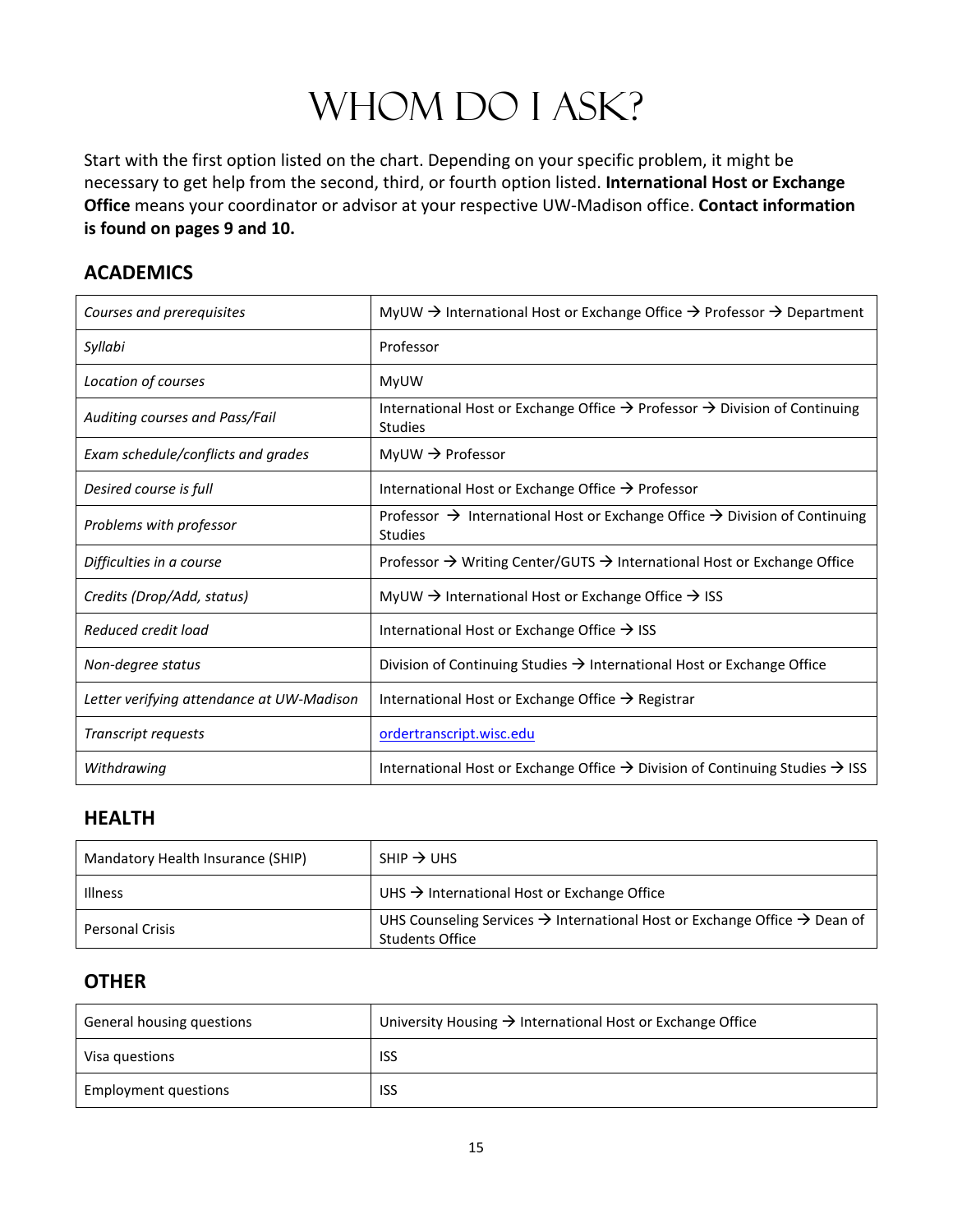# WHOM DO I ASK?

Start with the first option listed on the chart. Depending on your specific problem, it might be necessary to get help from the second, third, or fourth option listed. **International Host or Exchange Office** means your coordinator or advisor at your respective UW-Madison office. **Contact information is found on pages 9 and 10.**

## ACADEMICS

| | |
|---|---|
| *Courses and prerequisites* | MyUW → International Host or Exchange Office → Professor → Department |
| *Syllabi* | Professor |
| *Location of courses* | MyUW |
| *Auditing courses and Pass/Fail* | International Host or Exchange Office → Professor → Division of Continuing Studies |
| *Exam schedule/conflicts and grades* | MyUW → Professor |
| *Desired course is full* | International Host or Exchange Office → Professor |
| *Problems with professor* | Professor → International Host or Exchange Office → Division of Continuing Studies |
| *Difficulties in a course* | Professor → Writing Center/GUTS → International Host or Exchange Office |
| *Credits (Drop/Add, status)* | MyUW → International Host or Exchange Office → ISS |
| *Reduced credit load* | International Host or Exchange Office → ISS |
| *Non-degree status* | Division of Continuing Studies → International Host or Exchange Office |
| *Letter verifying attendance at UW-Madison* | International Host or Exchange Office → Registrar |
| *Transcript requests* | ordertranscript.wisc.edu |
| *Withdrawing* | International Host or Exchange Office → Division of Continuing Studies → ISS |

## HEALTH

| | |
|---|---|
| Mandatory Health Insurance (SHIP) | SHIP → UHS |
| Illness | UHS → International Host or Exchange Office |
| Personal Crisis | UHS Counseling Services → International Host or Exchange Office → Dean of Students Office |

## OTHER

| | |
|---|---|
| General housing questions | University Housing → International Host or Exchange Office |
| Visa questions | ISS |
| Employment questions | ISS |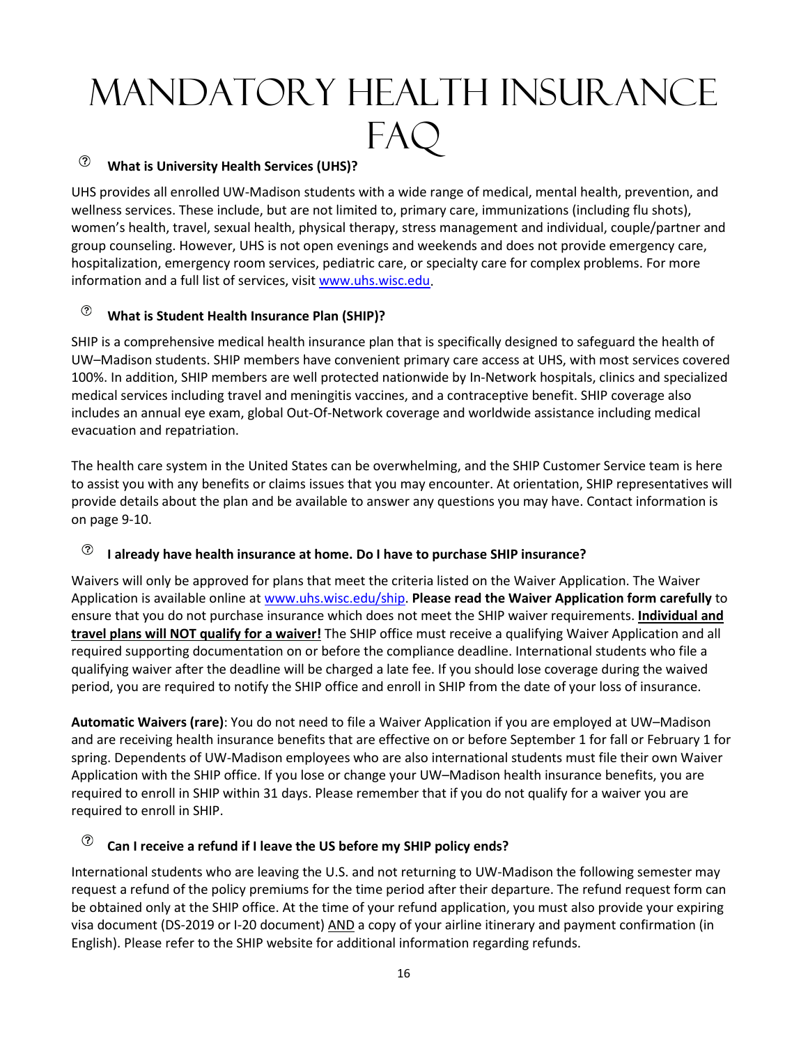# Mandatory Health Insurance FAQ

### What is University Health Services (UHS)?

UHS provides all enrolled UW-Madison students with a wide range of medical, mental health, prevention, and wellness services. These include, but are not limited to, primary care, immunizations (including flu shots), women's health, travel, sexual health, physical therapy, stress management and individual, couple/partner and group counseling. However, UHS is not open evenings and weekends and does not provide emergency care, hospitalization, emergency room services, pediatric care, or specialty care for complex problems. For more information and a full list of services, visit www.uhs.wisc.edu.

### What is Student Health Insurance Plan (SHIP)?

SHIP is a comprehensive medical health insurance plan that is specifically designed to safeguard the health of UW–Madison students. SHIP members have convenient primary care access at UHS, with most services covered 100%. In addition, SHIP members are well protected nationwide by In-Network hospitals, clinics and specialized medical services including travel and meningitis vaccines, and a contraceptive benefit. SHIP coverage also includes an annual eye exam, global Out-Of-Network coverage and worldwide assistance including medical evacuation and repatriation.

The health care system in the United States can be overwhelming, and the SHIP Customer Service team is here to assist you with any benefits or claims issues that you may encounter. At orientation, SHIP representatives will provide details about the plan and be available to answer any questions you may have. Contact information is on page 9-10.

### I already have health insurance at home. Do I have to purchase SHIP insurance?

Waivers will only be approved for plans that meet the criteria listed on the Waiver Application. The Waiver Application is available online at www.uhs.wisc.edu/ship. **Please read the Waiver Application form carefully** to ensure that you do not purchase insurance which does not meet the SHIP waiver requirements. **Individual and travel plans will NOT qualify for a waiver!** The SHIP office must receive a qualifying Waiver Application and all required supporting documentation on or before the compliance deadline. International students who file a qualifying waiver after the deadline will be charged a late fee. If you should lose coverage during the waived period, you are required to notify the SHIP office and enroll in SHIP from the date of your loss of insurance.

**Automatic Waivers (rare)**: You do not need to file a Waiver Application if you are employed at UW–Madison and are receiving health insurance benefits that are effective on or before September 1 for fall or February 1 for spring. Dependents of UW-Madison employees who are also international students must file their own Waiver Application with the SHIP office. If you lose or change your UW–Madison health insurance benefits, you are required to enroll in SHIP within 31 days. Please remember that if you do not qualify for a waiver you are required to enroll in SHIP.

### Can I receive a refund if I leave the US before my SHIP policy ends?

International students who are leaving the U.S. and not returning to UW-Madison the following semester may request a refund of the policy premiums for the time period after their departure. The refund request form can be obtained only at the SHIP office. At the time of your refund application, you must also provide your expiring visa document (DS-2019 or I-20 document) AND a copy of your airline itinerary and payment confirmation (in English). Please refer to the SHIP website for additional information regarding refunds.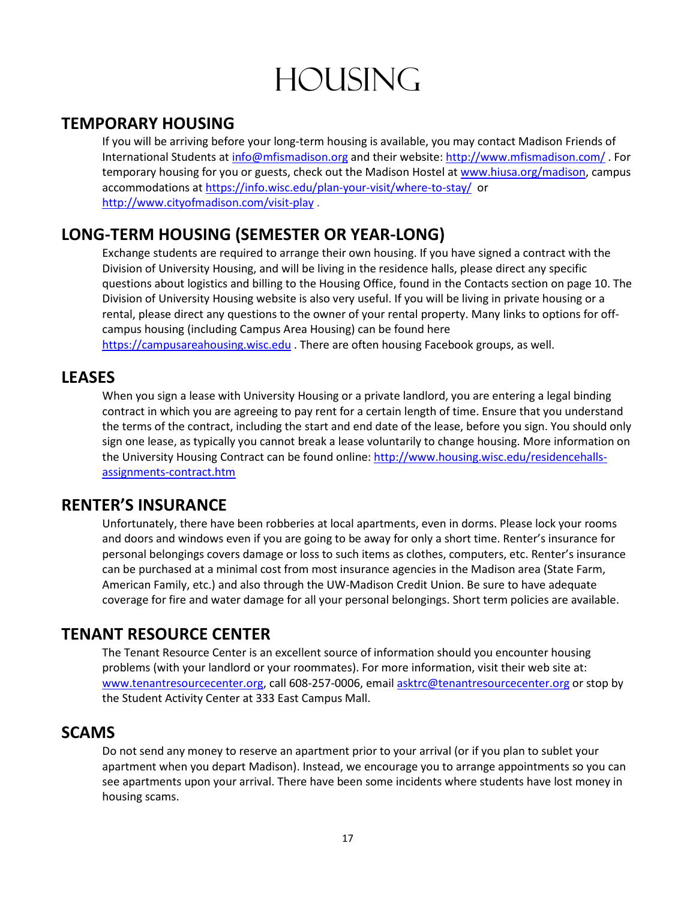# HOUSING

## TEMPORARY HOUSING

If you will be arriving before your long-term housing is available, you may contact Madison Friends of International Students at info@mfismadison.org and their website: http://www.mfismadison.com/ . For temporary housing for you or guests, check out the Madison Hostel at www.hiusa.org/madison, campus accommodations at https://info.wisc.edu/plan-your-visit/where-to-stay/ or http://www.cityofmadison.com/visit-play .

## LONG-TERM HOUSING (SEMESTER OR YEAR-LONG)

Exchange students are required to arrange their own housing. If you have signed a contract with the Division of University Housing, and will be living in the residence halls, please direct any specific questions about logistics and billing to the Housing Office, found in the Contacts section on page 10. The Division of University Housing website is also very useful. If you will be living in private housing or a rental, please direct any questions to the owner of your rental property. Many links to options for off-campus housing (including Campus Area Housing) can be found here https://campusareahousing.wisc.edu . There are often housing Facebook groups, as well.

## LEASES

When you sign a lease with University Housing or a private landlord, you are entering a legal binding contract in which you are agreeing to pay rent for a certain length of time. Ensure that you understand the terms of the contract, including the start and end date of the lease, before you sign. You should only sign one lease, as typically you cannot break a lease voluntarily to change housing. More information on the University Housing Contract can be found online: http://www.housing.wisc.edu/residencehalls-assignments-contract.htm

## RENTER'S INSURANCE

Unfortunately, there have been robberies at local apartments, even in dorms. Please lock your rooms and doors and windows even if you are going to be away for only a short time. Renter's insurance for personal belongings covers damage or loss to such items as clothes, computers, etc. Renter's insurance can be purchased at a minimal cost from most insurance agencies in the Madison area (State Farm, American Family, etc.) and also through the UW-Madison Credit Union. Be sure to have adequate coverage for fire and water damage for all your personal belongings. Short term policies are available.

## TENANT RESOURCE CENTER

The Tenant Resource Center is an excellent source of information should you encounter housing problems (with your landlord or your roommates). For more information, visit their web site at: www.tenantresourcecenter.org, call 608-257-0006, email asktrc@tenantresourcecenter.org or stop by the Student Activity Center at 333 East Campus Mall.

## SCAMS

Do not send any money to reserve an apartment prior to your arrival (or if you plan to sublet your apartment when you depart Madison). Instead, we encourage you to arrange appointments so you can see apartments upon your arrival. There have been some incidents where students have lost money in housing scams.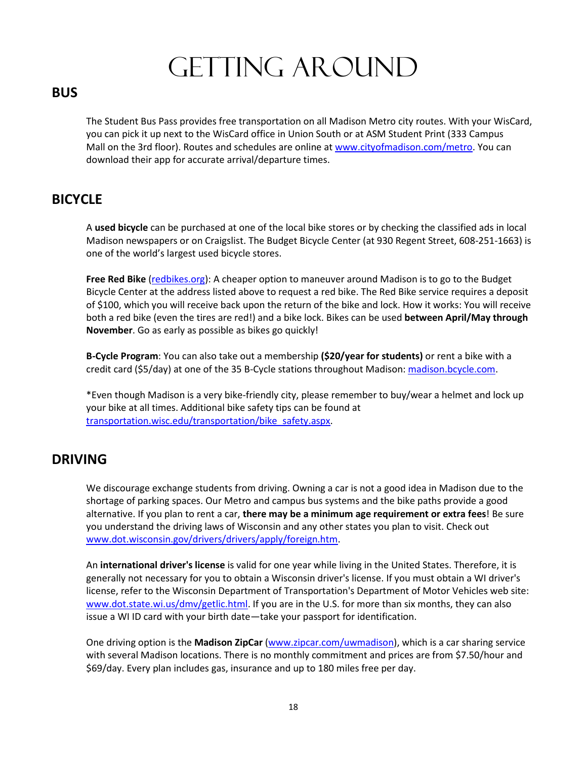# Getting Around

## BUS

The Student Bus Pass provides free transportation on all Madison Metro city routes. With your WisCard, you can pick it up next to the WisCard office in Union South or at ASM Student Print (333 Campus Mall on the 3rd floor). Routes and schedules are online at [www.cityofmadison.com/metro](www.cityofmadison.com/metro). You can download their app for accurate arrival/departure times.

## BICYCLE

A **used bicycle** can be purchased at one of the local bike stores or by checking the classified ads in local Madison newspapers or on Craigslist. The Budget Bicycle Center (at 930 Regent Street, 608-251-1663) is one of the world's largest used bicycle stores.

**Free Red Bike** ([redbikes.org](redbikes.org)): A cheaper option to maneuver around Madison is to go to the Budget Bicycle Center at the address listed above to request a red bike. The Red Bike service requires a deposit of $100, which you will receive back upon the return of the bike and lock. How it works: You will receive both a red bike (even the tires are red!) and a bike lock. Bikes can be used **between April/May through November**. Go as early as possible as bikes go quickly!

**B-Cycle Program**: You can also take out a membership **($20/year for students)** or rent a bike with a credit card ($5/day) at one of the 35 B-Cycle stations throughout Madison: [madison.bcycle.com](madison.bcycle.com).

*Even though Madison is a very bike-friendly city, please remember to buy/wear a helmet and lock up your bike at all times. Additional bike safety tips can be found at [transportation.wisc.edu/transportation/bike_safety.aspx](transportation.wisc.edu/transportation/bike_safety.aspx).

## DRIVING

We discourage exchange students from driving. Owning a car is not a good idea in Madison due to the shortage of parking spaces. Our Metro and campus bus systems and the bike paths provide a good alternative. If you plan to rent a car, **there may be a minimum age requirement or extra fees**! Be sure you understand the driving laws of Wisconsin and any other states you plan to visit. Check out [www.dot.wisconsin.gov/drivers/drivers/apply/foreign.htm](www.dot.wisconsin.gov/drivers/drivers/apply/foreign.htm).

An **international driver's license** is valid for one year while living in the United States. Therefore, it is generally not necessary for you to obtain a Wisconsin driver's license. If you must obtain a WI driver's license, refer to the Wisconsin Department of Transportation's Department of Motor Vehicles web site: [www.dot.state.wi.us/dmv/getlic.html](www.dot.state.wi.us/dmv/getlic.html). If you are in the U.S. for more than six months, they can also issue a WI ID card with your birth date—take your passport for identification.

One driving option is the **Madison ZipCar** ([www.zipcar.com/uwmadison](www.zipcar.com/uwmadison)), which is a car sharing service with several Madison locations. There is no monthly commitment and prices are from $7.50/hour and $69/day. Every plan includes gas, insurance and up to 180 miles free per day.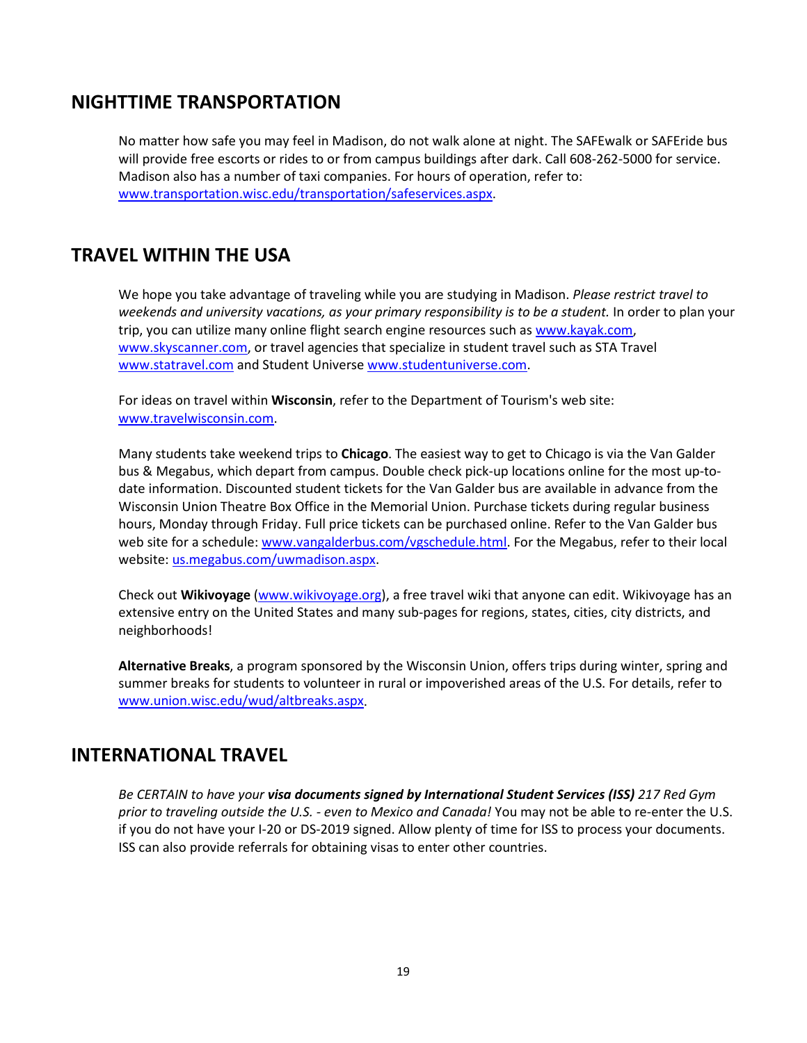## NIGHTTIME TRANSPORTATION

No matter how safe you may feel in Madison, do not walk alone at night. The SAFEwalk or SAFEride bus will provide free escorts or rides to or from campus buildings after dark. Call 608-262-5000 for service. Madison also has a number of taxi companies. For hours of operation, refer to: www.transportation.wisc.edu/transportation/safeservices.aspx.

## TRAVEL WITHIN THE USA

We hope you take advantage of traveling while you are studying in Madison. *Please restrict travel to weekends and university vacations, as your primary responsibility is to be a student.* In order to plan your trip, you can utilize many online flight search engine resources such as www.kayak.com, www.skyscanner.com, or travel agencies that specialize in student travel such as STA Travel www.statravel.com and Student Universe www.studentuniverse.com.

For ideas on travel within **Wisconsin**, refer to the Department of Tourism's web site: www.travelwisconsin.com.

Many students take weekend trips to **Chicago**. The easiest way to get to Chicago is via the Van Galder bus & Megabus, which depart from campus. Double check pick-up locations online for the most up-to-date information. Discounted student tickets for the Van Galder bus are available in advance from the Wisconsin Union Theatre Box Office in the Memorial Union. Purchase tickets during regular business hours, Monday through Friday. Full price tickets can be purchased online. Refer to the Van Galder bus web site for a schedule: www.vangalderbus.com/vgschedule.html. For the Megabus, refer to their local website: us.megabus.com/uwmadison.aspx.

Check out **Wikivoyage** (www.wikivoyage.org), a free travel wiki that anyone can edit. Wikivoyage has an extensive entry on the United States and many sub-pages for regions, states, cities, city districts, and neighborhoods!

**Alternative Breaks**, a program sponsored by the Wisconsin Union, offers trips during winter, spring and summer breaks for students to volunteer in rural or impoverished areas of the U.S. For details, refer to www.union.wisc.edu/wud/altbreaks.aspx.

## INTERNATIONAL TRAVEL

*Be CERTAIN to have your* ***visa documents signed by International Student Services (ISS)*** *217 Red Gym prior to traveling outside the U.S. - even to Mexico and Canada!* You may not be able to re-enter the U.S. if you do not have your I-20 or DS-2019 signed. Allow plenty of time for ISS to process your documents. ISS can also provide referrals for obtaining visas to enter other countries.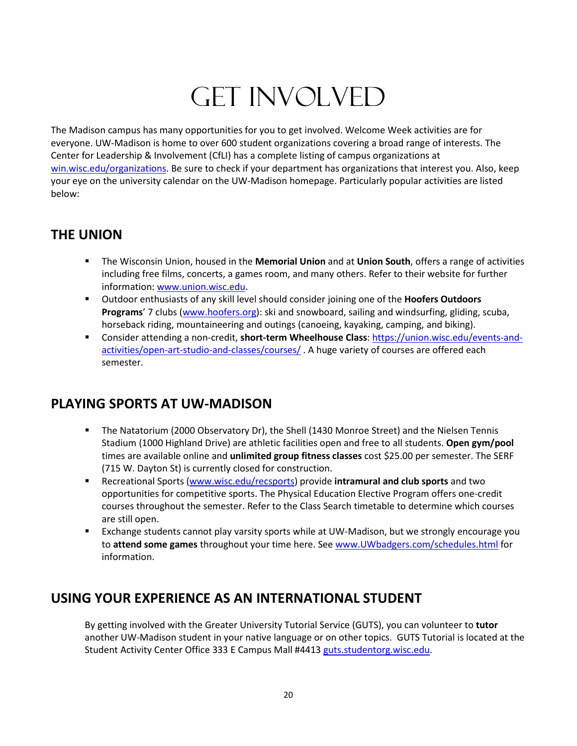# GET INVOLVED

The Madison campus has many opportunities for you to get involved. Welcome Week activities are for everyone. UW-Madison is home to over 600 student organizations covering a broad range of interests. The Center for Leadership & Involvement (CfLI) has a complete listing of campus organizations at win.wisc.edu/organizations. Be sure to check if your department has organizations that interest you. Also, keep your eye on the university calendar on the UW-Madison homepage. Particularly popular activities are listed below:

## THE UNION

- The Wisconsin Union, housed in the **Memorial Union** and at **Union South**, offers a range of activities including free films, concerts, a games room, and many others. Refer to their website for further information: www.union.wisc.edu.
- Outdoor enthusiasts of any skill level should consider joining one of the **Hoofers Outdoors Programs**' 7 clubs (www.hoofers.org): ski and snowboard, sailing and windsurfing, gliding, scuba, horseback riding, mountaineering and outings (canoeing, kayaking, camping, and biking).
- Consider attending a non-credit, **short-term Wheelhouse Class**: https://union.wisc.edu/events-and-activities/open-art-studio-and-classes/courses/ . A huge variety of courses are offered each semester.

## PLAYING SPORTS AT UW-MADISON

- The Natatorium (2000 Observatory Dr), the Shell (1430 Monroe Street) and the Nielsen Tennis Stadium (1000 Highland Drive) are athletic facilities open and free to all students. **Open gym/pool** times are available online and **unlimited group fitness classes** cost $25.00 per semester. The SERF (715 W. Dayton St) is currently closed for construction.
- Recreational Sports (www.wisc.edu/recsports) provide **intramural and club sports** and two opportunities for competitive sports. The Physical Education Elective Program offers one-credit courses throughout the semester. Refer to the Class Search timetable to determine which courses are still open.
- Exchange students cannot play varsity sports while at UW-Madison, but we strongly encourage you to **attend some games** throughout your time here. See www.UWbadgers.com/schedules.html for information.

## USING YOUR EXPERIENCE AS AN INTERNATIONAL STUDENT

By getting involved with the Greater University Tutorial Service (GUTS), you can volunteer to **tutor** another UW-Madison student in your native language or on other topics. GUTS Tutorial is located at the Student Activity Center Office 333 E Campus Mall #4413 guts.studentorg.wisc.edu.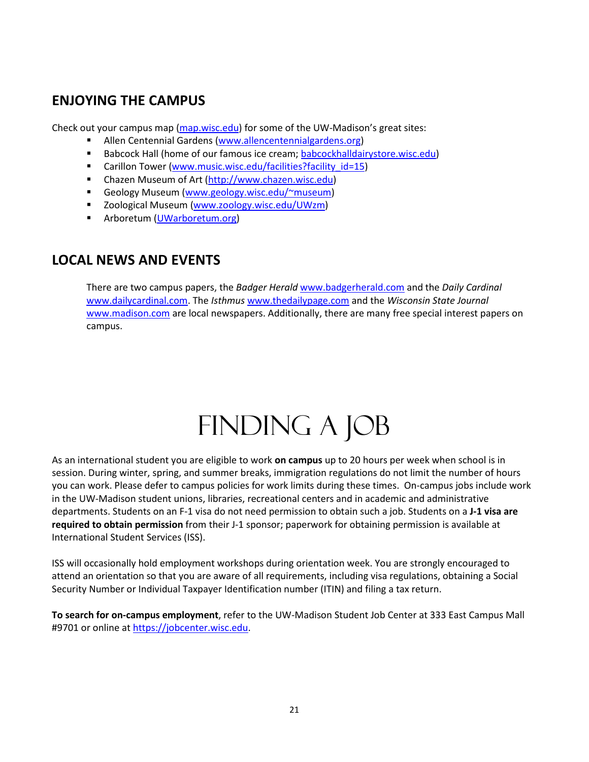## ENJOYING THE CAMPUS

Check out your campus map (map.wisc.edu) for some of the UW-Madison's great sites:

- Allen Centennial Gardens (www.allencentennialgardens.org)
- Babcock Hall (home of our famous ice cream; babcockhalldairystore.wisc.edu)
- Carillon Tower (www.music.wisc.edu/facilities?facility_id=15)
- Chazen Museum of Art (http://www.chazen.wisc.edu)
- Geology Museum (www.geology.wisc.edu/~museum)
- Zoological Museum (www.zoology.wisc.edu/UWzm)
- Arboretum (UWarboretum.org)

## LOCAL NEWS AND EVENTS

There are two campus papers, the *Badger Herald* www.badgerherald.com and the *Daily Cardinal* www.dailycardinal.com. The *Isthmus* www.thedailypage.com and the *Wisconsin State Journal* www.madison.com are local newspapers. Additionally, there are many free special interest papers on campus.

# FINDING A JOB

As an international student you are eligible to work **on campus** up to 20 hours per week when school is in session. During winter, spring, and summer breaks, immigration regulations do not limit the number of hours you can work. Please defer to campus policies for work limits during these times. On-campus jobs include work in the UW-Madison student unions, libraries, recreational centers and in academic and administrative departments. Students on an F-1 visa do not need permission to obtain such a job. Students on a **J-1 visa are required to obtain permission** from their J-1 sponsor; paperwork for obtaining permission is available at International Student Services (ISS).

ISS will occasionally hold employment workshops during orientation week. You are strongly encouraged to attend an orientation so that you are aware of all requirements, including visa regulations, obtaining a Social Security Number or Individual Taxpayer Identification number (ITIN) and filing a tax return.

**To search for on-campus employment**, refer to the UW-Madison Student Job Center at 333 East Campus Mall #9701 or online at https://jobcenter.wisc.edu.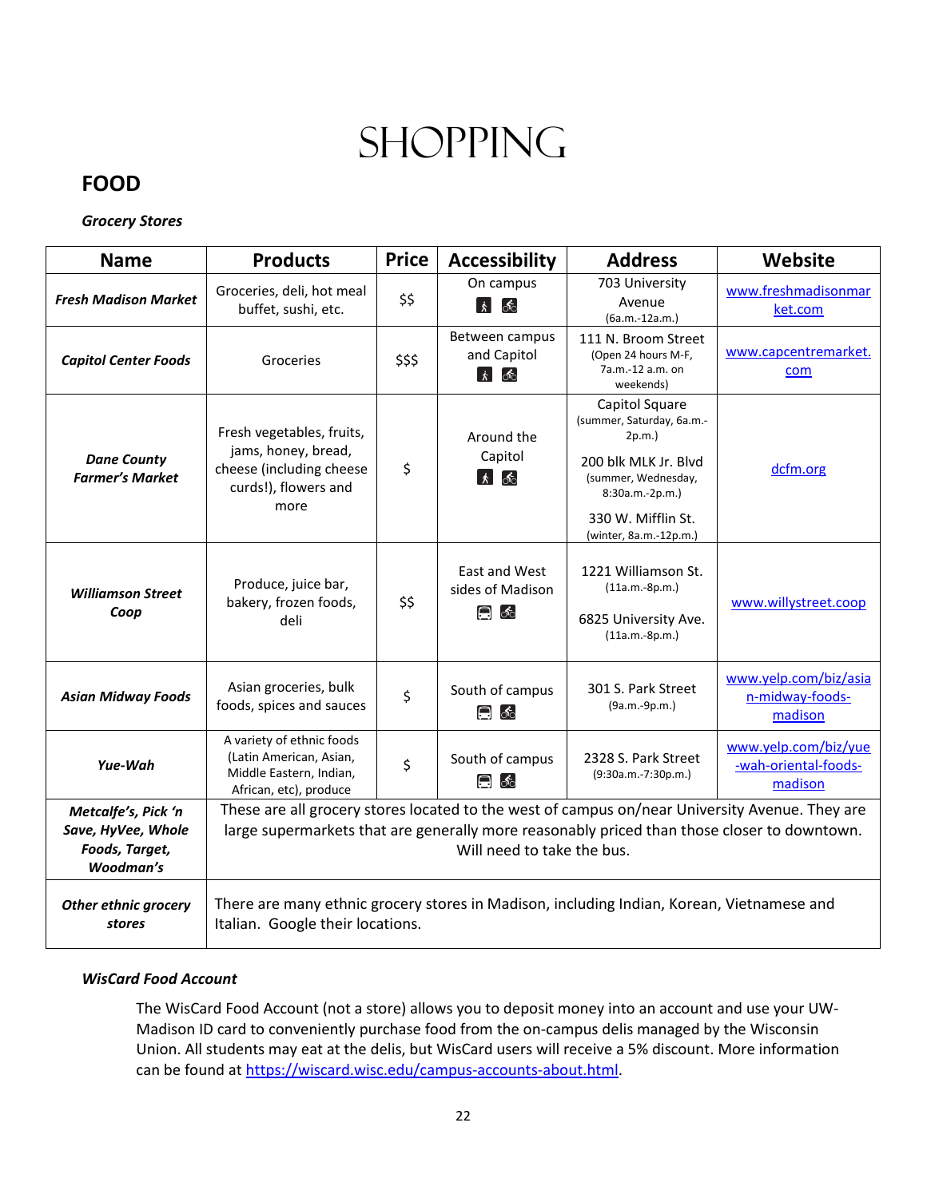# SHOPPING

## FOOD

***Grocery Stores***

| Name | Products | Price | Accessibility | Address | Website |
|---|---|---|---|---|---|
| ***Fresh Madison Market*** | Groceries, deli, hot meal buffet, sushi, etc. | $$ | On campus | 703 University Avenue (6a.m.-12a.m.) | www.freshmadisonmarket.com |
| ***Capitol Center Foods*** | Groceries | $$$ | Between campus and Capitol | 111 N. Broom Street (Open 24 hours M-F, 7a.m.-12 a.m. on weekends) | www.capcentremarket.com |
| ***Dane County Farmer's Market*** | Fresh vegetables, fruits, jams, honey, bread, cheese (including cheese curds!), flowers and more | $ | Around the Capitol | Capitol Square (summer, Saturday, 6a.m.-2p.m.)<br><br>200 blk MLK Jr. Blvd (summer, Wednesday, 8:30a.m.-2p.m.)<br><br>330 W. Mifflin St. (winter, 8a.m.-12p.m.) | dcfm.org |
| ***Williamson Street Coop*** | Produce, juice bar, bakery, frozen foods, deli | $$ | East and West sides of Madison | 1221 Williamson St. (11a.m.-8p.m.)<br><br>6825 University Ave. (11a.m.-8p.m.) | www.willystreet.coop |
| ***Asian Midway Foods*** | Asian groceries, bulk foods, spices and sauces | $ | South of campus | 301 S. Park Street (9a.m.-9p.m.) | www.yelp.com/biz/asian-midway-foods-madison |
| ***Yue-Wah*** | A variety of ethnic foods (Latin American, Asian, Middle Eastern, Indian, African, etc), produce | $ | South of campus | 2328 S. Park Street (9:30a.m.-7:30p.m.) | www.yelp.com/biz/yue-wah-oriental-foods-madison |
| ***Metcalfe's, Pick 'n Save, HyVee, Whole Foods, Target, Woodman's*** | These are all grocery stores located to the west of campus on/near University Avenue. They are large supermarkets that are generally more reasonably priced than those closer to downtown. Will need to take the bus. | | | | |
| ***Other ethnic grocery stores*** | There are many ethnic grocery stores in Madison, including Indian, Korean, Vietnamese and Italian. Google their locations. | | | | |

***WisCard Food Account***

The WisCard Food Account (not a store) allows you to deposit money into an account and use your UW-Madison ID card to conveniently purchase food from the on-campus delis managed by the Wisconsin Union. All students may eat at the delis, but WisCard users will receive a 5% discount. More information can be found at https://wiscard.wisc.edu/campus-accounts-about.html.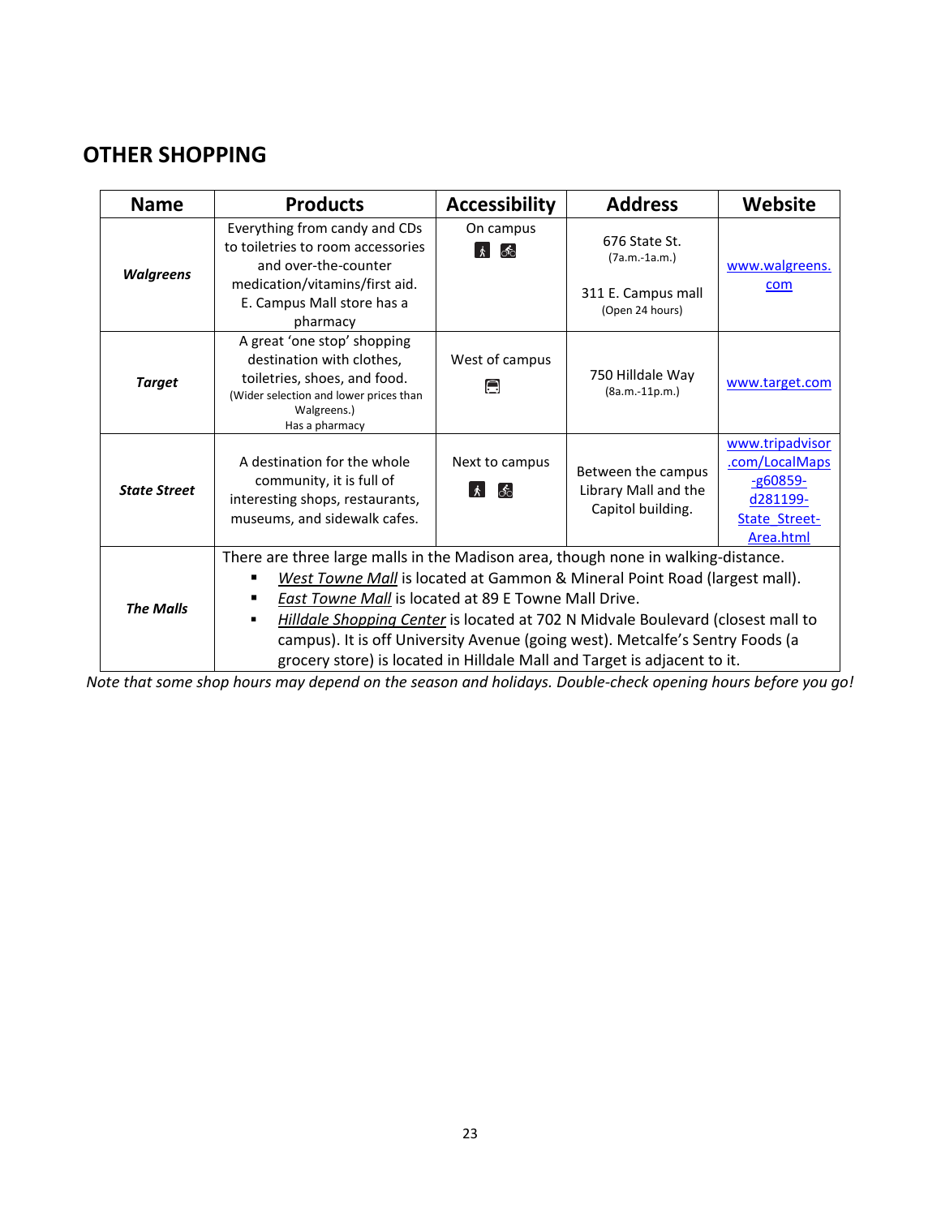## OTHER SHOPPING

| Name | Products | Accessibility | Address | Website |
|---|---|---|---|---|
| ***Walgreens*** | Everything from candy and CDs to toiletries to room accessories and over-the-counter medication/vitamins/first aid. E. Campus Mall store has a pharmacy | On campus | 676 State St. (7a.m.-1a.m.)<br>311 E. Campus mall (Open 24 hours) | www.walgreens.com |
| ***Target*** | A great 'one stop' shopping destination with clothes, toiletries, shoes, and food. (Wider selection and lower prices than Walgreens.) Has a pharmacy | West of campus | 750 Hilldale Way (8a.m.-11p.m.) | www.target.com |
| ***State Street*** | A destination for the whole community, it is full of interesting shops, restaurants, museums, and sidewalk cafes. | Next to campus | Between the campus Library Mall and the Capitol building. | www.tripadvisor.com/LocalMaps-g60859-d281199-State_Street-Area.html |
| ***The Malls*** | There are three large malls in the Madison area, though none in walking-distance.<br>▪ *West Towne Mall* is located at Gammon & Mineral Point Road (largest mall).<br>▪ *East Towne Mall* is located at 89 E Towne Mall Drive.<br>▪ *Hilldale Shopping Center* is located at 702 N Midvale Boulevard (closest mall to campus). It is off University Avenue (going west). Metcalfe's Sentry Foods (a grocery store) is located in Hilldale Mall and Target is adjacent to it. | | | |

*Note that some shop hours may depend on the season and holidays. Double-check opening hours before you go!*